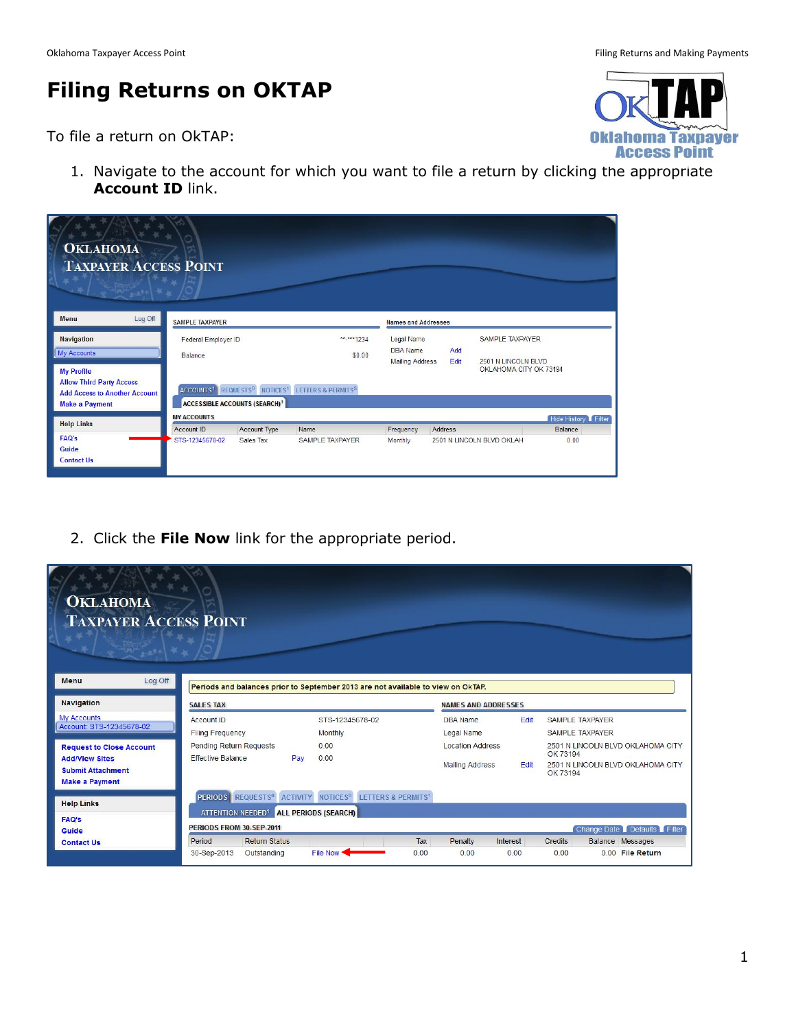# Filing Returns on OKTAP

To file a return on OkTAP:

1. Navigate to the account for which you want to file a return by clicking the appropriate **Account ID** link.

2. Click the **File Now** link for the appropriate period.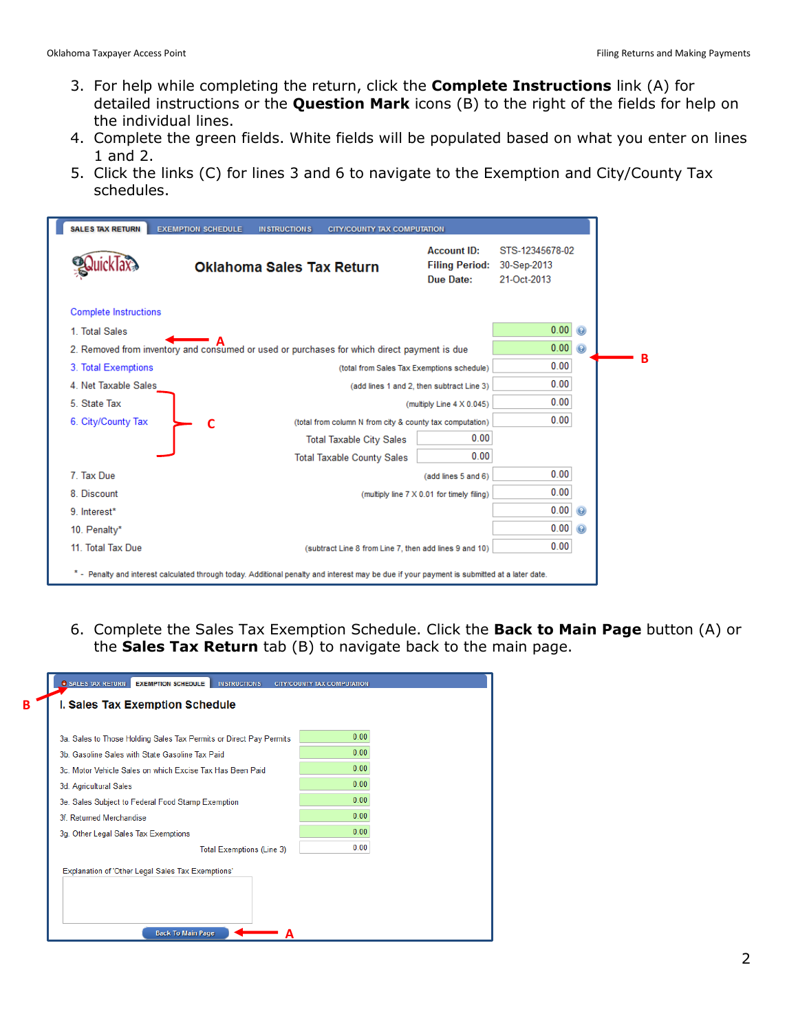3. For help while completing the return, click the **Complete Instructions** link (A) for detailed instructions or the **Question Mark** icons (B) to the right of the fields for help on the individual lines.
4. Complete the green fields. White fields will be populated based on what you enter on lines 1 and 2.
5. Click the links (C) for lines 3 and 6 to navigate to the Exemption and City/County Tax schedules.

SALES TAX RETURN | EXEMPTION SCHEDULE | INSTRUCTIONS | CITY/COUNTY TAX COMPUTATION

**Oklahoma Sales Tax Return**

Account ID: STS-12345678-02
Filing Period: 30-Sep-2013
Due Date: 21-Oct-2013

Complete Instructions

| Line | Note | Amount |
|---|---|---|
| 1. Total Sales | | 0.00 |
| 2. Removed from inventory and consumed or used or purchases for which direct payment is due | | 0.00 |
| 3. Total Exemptions | (total from Sales Tax Exemptions schedule) | 0.00 |
| 4. Net Taxable Sales | (add lines 1 and 2, then subtract Line 3) | 0.00 |
| 5. State Tax | (multiply Line 4 X 0.045) | 0.00 |
| 6. City/County Tax | (total from column N from city & county tax computation) | 0.00 |
| | Total Taxable City Sales | 0.00 |
| | Total Taxable County Sales | 0.00 |
| 7. Tax Due | (add lines 5 and 6) | 0.00 |
| 8. Discount | (multiply line 7 X 0.01 for timely filing) | 0.00 |
| 9. Interest* | | 0.00 |
| 10. Penalty* | | 0.00 |
| 11. Total Tax Due | (subtract Line 8 from Line 7, then add lines 9 and 10) | 0.00 |

\* - Penalty and interest calculated through today. Additional penalty and interest may be due if your payment is submitted at a later date.

6. Complete the Sales Tax Exemption Schedule. Click the **Back to Main Page** button (A) or the **Sales Tax Return** tab (B) to navigate back to the main page.

SALES TAX RETURN | EXEMPTION SCHEDULE | INSTRUCTIONS | CITY/COUNTY TAX COMPUTATION

**I. Sales Tax Exemption Schedule**

| Line | Amount |
|---|---|
| 3a. Sales to Those Holding Sales Tax Permits or Direct Pay Permits | 0.00 |
| 3b. Gasoline Sales with State Gasoline Tax Paid | 0.00 |
| 3c. Motor Vehicle Sales on which Excise Tax Has Been Paid | 0.00 |
| 3d. Agricultural Sales | 0.00 |
| 3e. Sales Subject to Federal Food Stamp Exemption | 0.00 |
| 3f. Returned Merchandise | 0.00 |
| 3g. Other Legal Sales Tax Exemptions | 0.00 |
| Total Exemptions (Line 3) | 0.00 |

Explanation of 'Other Legal Sales Tax Exemptions'

Back To Main Page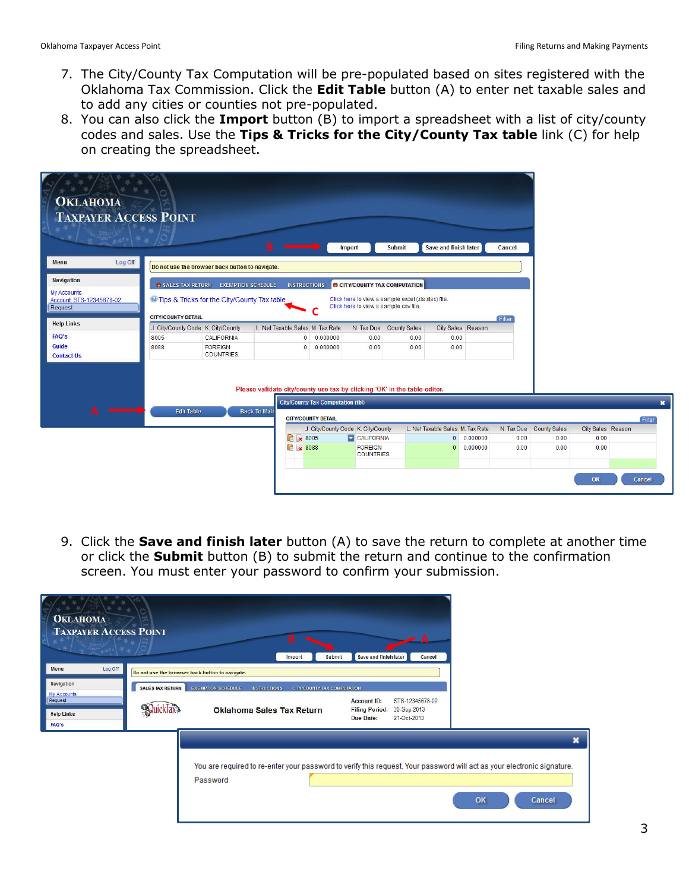7. The City/County Tax Computation will be pre-populated based on sites registered with the Oklahoma Tax Commission. Click the **Edit Table** button (A) to enter net taxable sales and to add any cities or counties not pre-populated.
8. You can also click the **Import** button (B) to import a spreadsheet with a list of city/county codes and sales. Use the **Tips & Tricks for the City/County Tax table** link (C) for help on creating the spreadsheet.

9. Click the **Save and finish later** button (A) to save the return to complete at another time or click the **Submit** button (B) to submit the return and continue to the confirmation screen. You must enter your password to confirm your submission.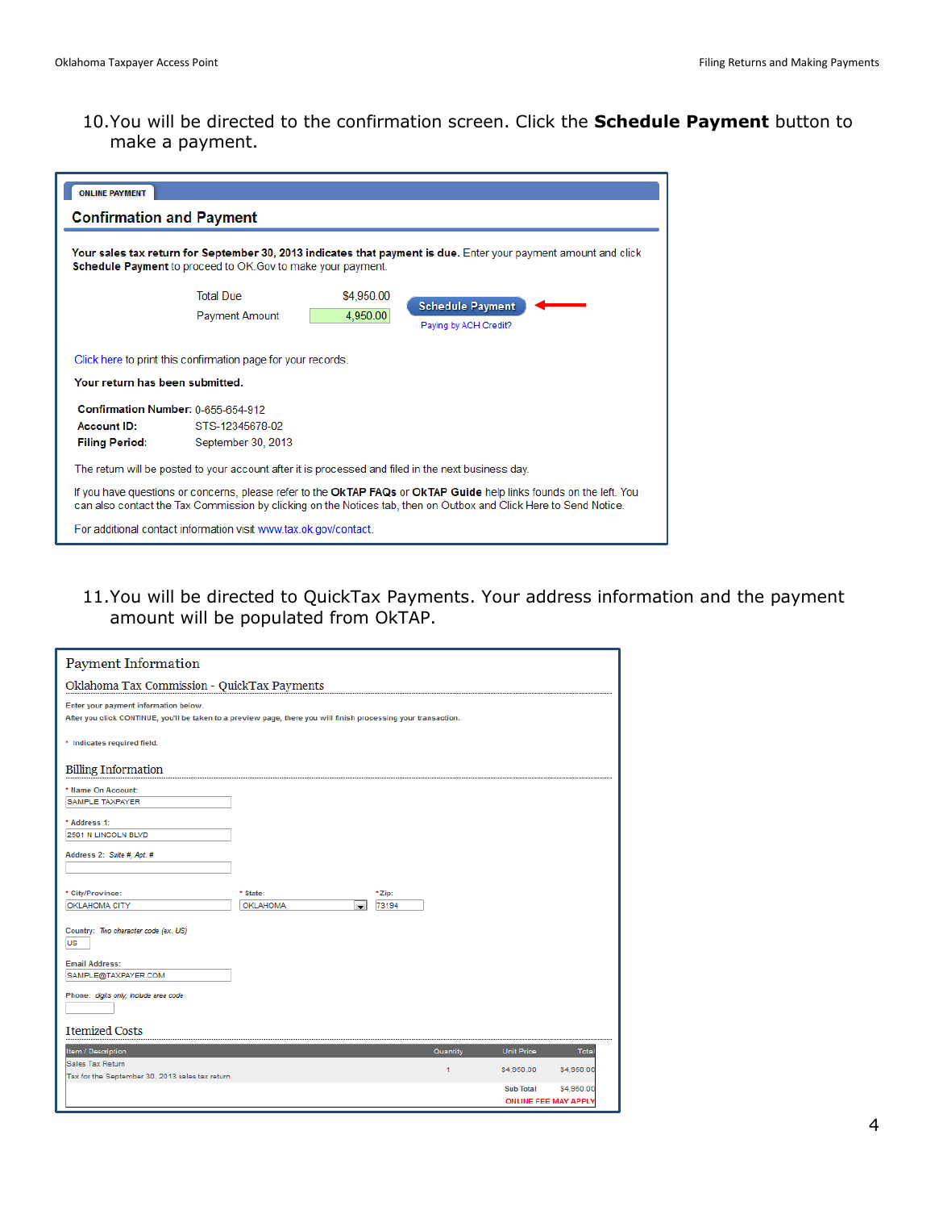10. You will be directed to the confirmation screen. Click the **Schedule Payment** button to make a payment.

ONLINE PAYMENT

**Confirmation and Payment**

**Your sales tax return for September 30, 2013 indicates that payment is due.** Enter your payment amount and click **Schedule Payment** to proceed to OK.Gov to make your payment.

| | |
|---|---|
| Total Due | $4,950.00 |
| Payment Amount | 4,950.00 |

Schedule Payment

Paying by ACH Credit?

Click here to print this confirmation page for your records.

**Your return has been submitted.**

**Confirmation Number:** 0-655-654-912
**Account ID:** STS-12345678-02
**Filing Period:** September 30, 2013

The return will be posted to your account after it is processed and filed in the next business day.

If you have questions or concerns, please refer to the **OkTAP FAQs** or **OkTAP Guide** help links founds on the left. You can also contact the Tax Commission by clicking on the Notices tab, then on Outbox and Click Here to Send Notice.

For additional contact information visit www.tax.ok.gov/contact.

11. You will be directed to QuickTax Payments. Your address information and the payment amount will be populated from OkTAP.

Payment Information

Oklahoma Tax Commission - QuickTax Payments

Enter your payment information below.
After you click CONTINUE, you'll be taken to a preview page, there you will finish processing your transaction.

\* Indicates required field.

Billing Information

\* Name On Account: SAMPLE TAXPAYER

\* Address 1: 2501 N LINCOLN BLVD

Address 2: *Suite #, Apt. #*

\* City/Province: OKLAHOMA CITY
\* State: OKLAHOMA
\* Zip: 73194

Country: *Two character code (ex. US)* US

Email Address: SAMPLE@TAXPAYER.COM

Phone: *digits only, include area code*

Itemized Costs

| Item / Description | Quantity | Unit Price | Total |
|---|---|---|---|
| Sales Tax Return<br>Tax for the September 30, 2013 sales tax return | 1 | $4,950.00 | $4,950.00 |
| | | Sub Total | $4,950.00 |
| | | ONLINE FEE MAY APPLY | |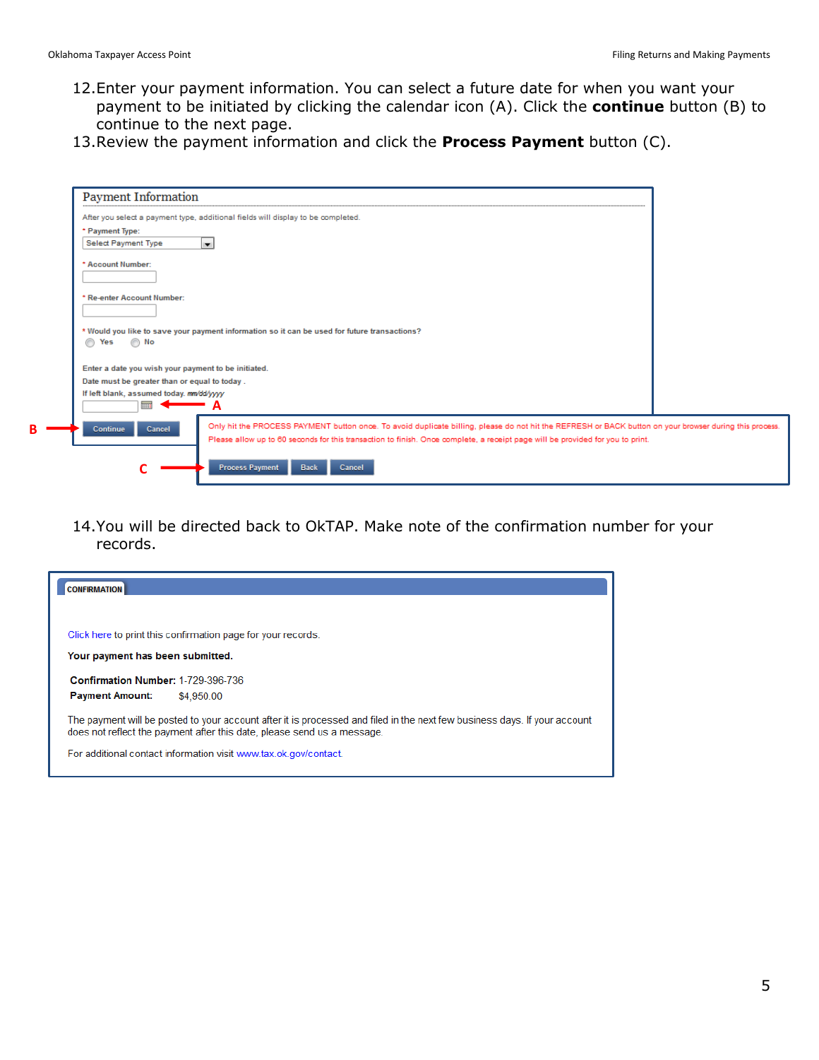12. Enter your payment information. You can select a future date for when you want your payment to be initiated by clicking the calendar icon (A). Click the **continue** button (B) to continue to the next page.
13. Review the payment information and click the **Process Payment** button (C).

Payment Information

After you select a payment type, additional fields will display to be completed.

* Payment Type:

Select Payment Type

* Account Number:

* Re-enter Account Number:

* Would you like to save your payment information so it can be used for future transactions?

Yes No

Enter a date you wish your payment to be initiated.

Date must be greater than or equal to today .

If left blank, assumed today. mm/dd/yyyy

A

B Continue Cancel

Only hit the PROCESS PAYMENT button once. To avoid duplicate billing, please do not hit the REFRESH or BACK button on your browser during this process. Please allow up to 60 seconds for this transaction to finish. Once complete, a receipt page will be provided for you to print.

C Process Payment Back Cancel

14. You will be directed back to OkTAP. Make note of the confirmation number for your records.

CONFIRMATION

Click here to print this confirmation page for your records.

**Your payment has been submitted.**

**Confirmation Number:** 1-729-396-736

**Payment Amount:** $4,950.00

The payment will be posted to your account after it is processed and filed in the next few business days. If your account does not reflect the payment after this date, please send us a message.

For additional contact information visit www.tax.ok.gov/contact.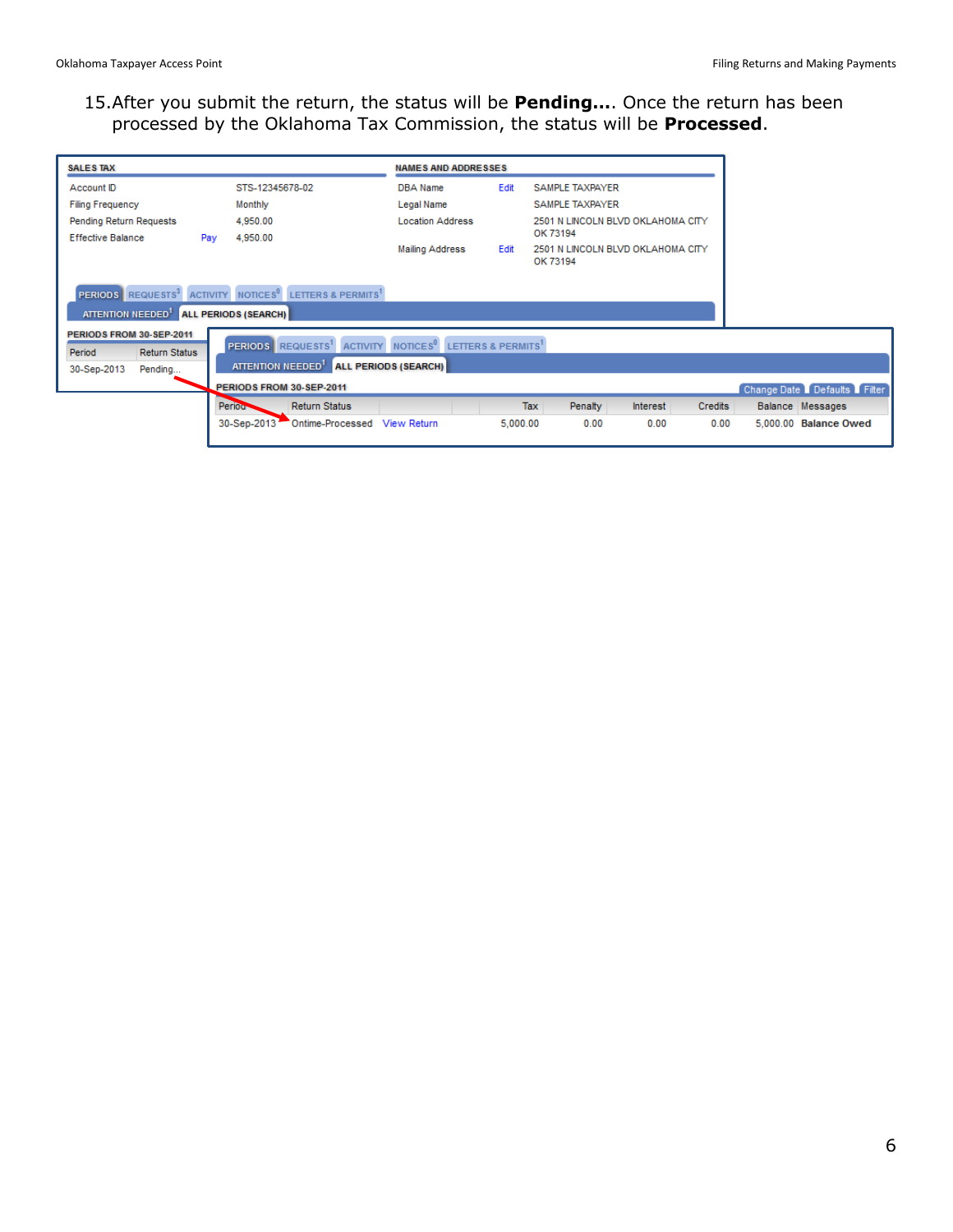15. After you submit the return, the status will be **Pending...**. Once the return has been processed by the Oklahoma Tax Commission, the status will be **Processed**.

**SALES TAX**

| | | |
|---|---|---|
| Account ID | | STS-12345678-02 |
| Filing Frequency | | Monthly |
| Pending Return Requests | | 4,950.00 |
| Effective Balance | Pay | 4,950.00 |

**NAMES AND ADDRESSES**

| | | |
|---|---|---|
| DBA Name | Edit | SAMPLE TAXPAYER |
| Legal Name | | SAMPLE TAXPAYER |
| Location Address | | 2501 N LINCOLN BLVD OKLAHOMA CITY OK 73194 |
| Mailing Address | Edit | 2501 N LINCOLN BLVD OKLAHOMA CITY OK 73194 |

PERIODS | REQUESTS[3] | ACTIVITY | NOTICES[0] | LETTERS & PERMITS[1]

ATTENTION NEEDED[1] | ALL PERIODS (SEARCH)

**PERIODS FROM 30-SEP-2011**

| Period | Return Status |
|---|---|
| 30-Sep-2013 | Pending... |

PERIODS | REQUESTS[1] | ACTIVITY | NOTICES[0] | LETTERS & PERMITS[1]

ATTENTION NEEDED[1] | ALL PERIODS (SEARCH)

**PERIODS FROM 30-SEP-2011**

Change Date | Defaults | Filter

| Period | Return Status | | | Tax | Penalty | Interest | Credits | Balance | Messages |
|---|---|---|---|---|---|---|---|---|---|
| 30-Sep-2013 | Ontime-Processed | View Return | | 5,000.00 | 0.00 | 0.00 | 0.00 | 5,000.00 | **Balance Owed** |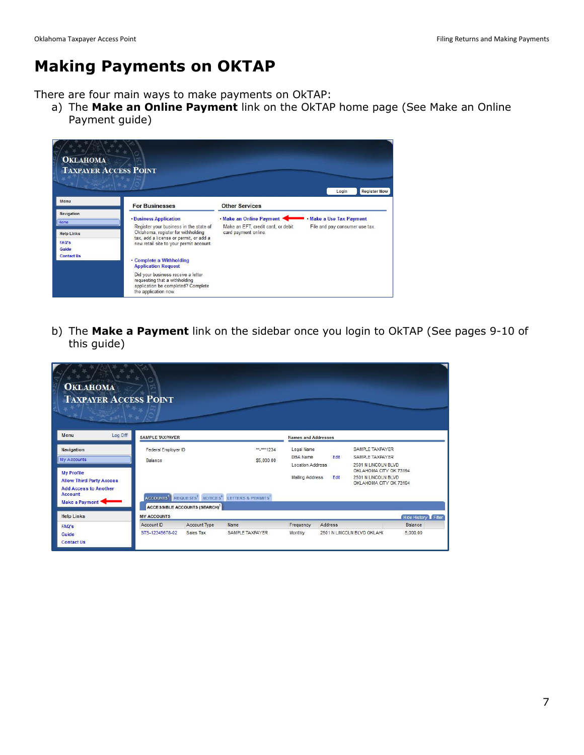# Making Payments on OKTAP

There are four main ways to make payments on OkTAP:

a) The **Make an Online Payment** link on the OkTAP home page (See Make an Online Payment guide)

b) The **Make a Payment** link on the sidebar once you login to OkTAP (See pages 9-10 of this guide)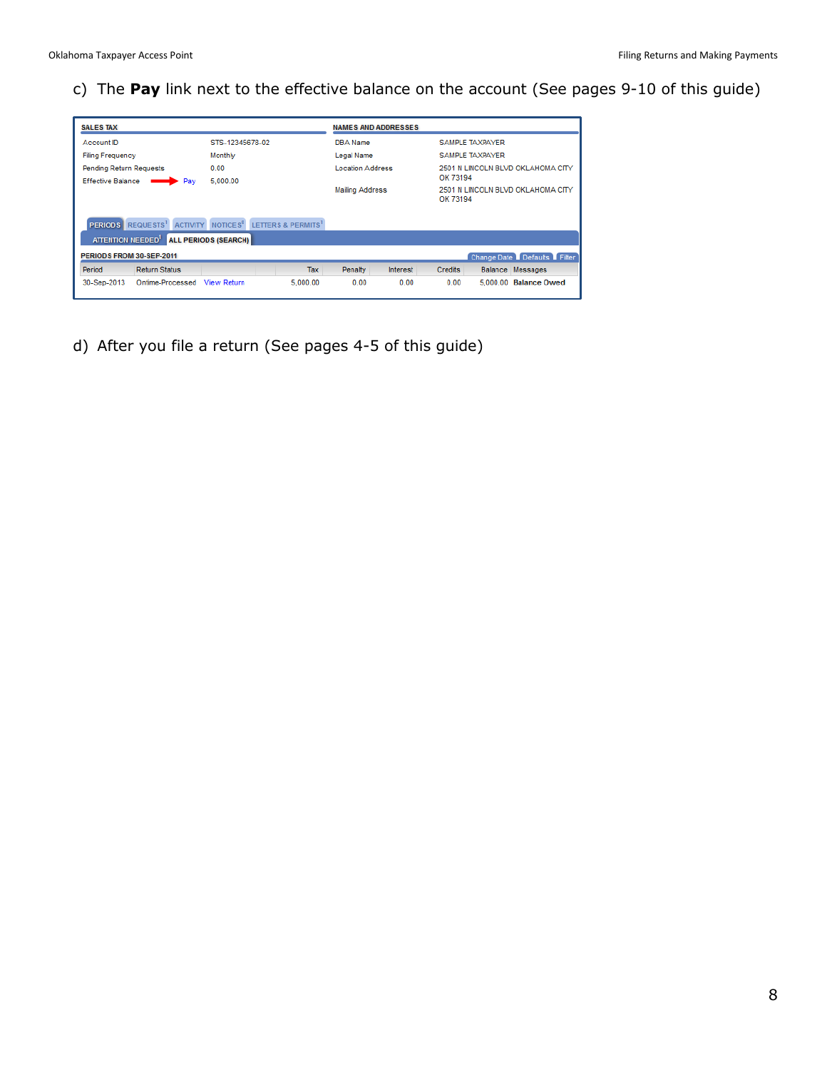c) The **Pay** link next to the effective balance on the account (See pages 9-10 of this guide)

**SALES TAX**

| | |
|---|---|
| Account ID | STS-12345678-02 |
| Filing Frequency | Monthly |
| Pending Return Requests | 0.00 |
| Effective Balance → Pay | 5,000.00 |

**NAMES AND ADDRESSES**

| | |
|---|---|
| DBA Name | SAMPLE TAXPAYER |
| Legal Name | SAMPLE TAXPAYER |
| Location Address | 2501 N LINCOLN BLVD OKLAHOMA CITY OK 73194 |
| Mailing Address | 2501 N LINCOLN BLVD OKLAHOMA CITY OK 73194 |

PERIODS | REQUESTS[1] | ACTIVITY | NOTICES[6] | LETTERS & PERMITS[1]

ATTENTION NEEDED[1] | ALL PERIODS (SEARCH)

**PERIODS FROM 30-SEP-2011** — Change Date | Defaults | Filter

| Period | Return Status | | Tax | Penalty | Interest | Credits | Balance | Messages |
|---|---|---|---|---|---|---|---|---|
| 30-Sep-2013 | Ontime-Processed | View Return | 5,000.00 | 0.00 | 0.00 | 0.00 | 5,000.00 | **Balance Owed** |

d) After you file a return (See pages 4-5 of this guide)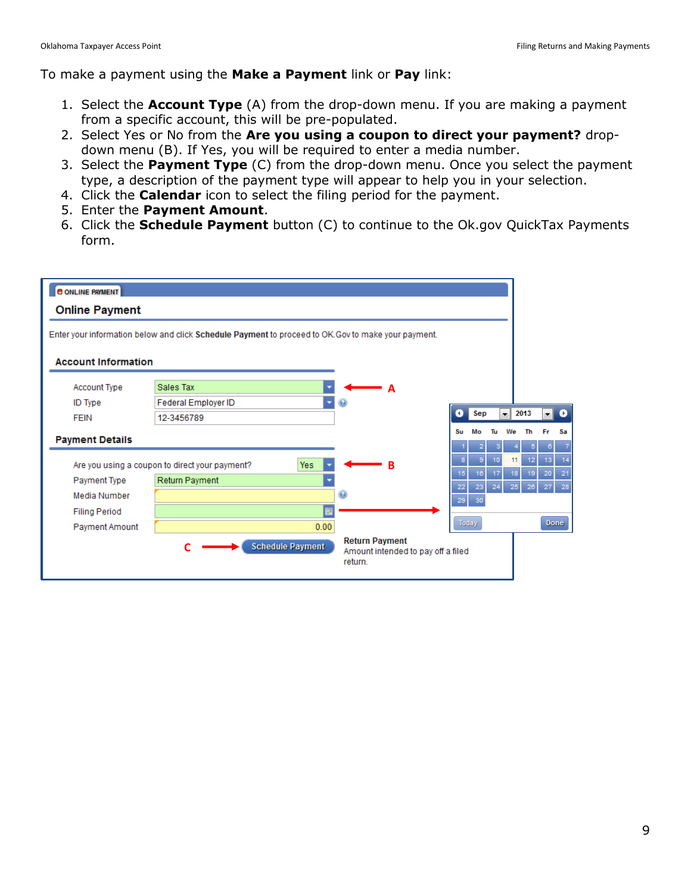To make a payment using the **Make a Payment** link or **Pay** link:

1. Select the **Account Type** (A) from the drop-down menu. If you are making a payment from a specific account, this will be pre-populated.
2. Select Yes or No from the **Are you using a coupon to direct your payment?** drop-down menu (B). If Yes, you will be required to enter a media number.
3. Select the **Payment Type** (C) from the drop-down menu. Once you select the payment type, a description of the payment type will appear to help you in your selection.
4. Click the **Calendar** icon to select the filing period for the payment.
5. Enter the **Payment Amount**.
6. Click the **Schedule Payment** button (C) to continue to the Ok.gov QuickTax Payments form.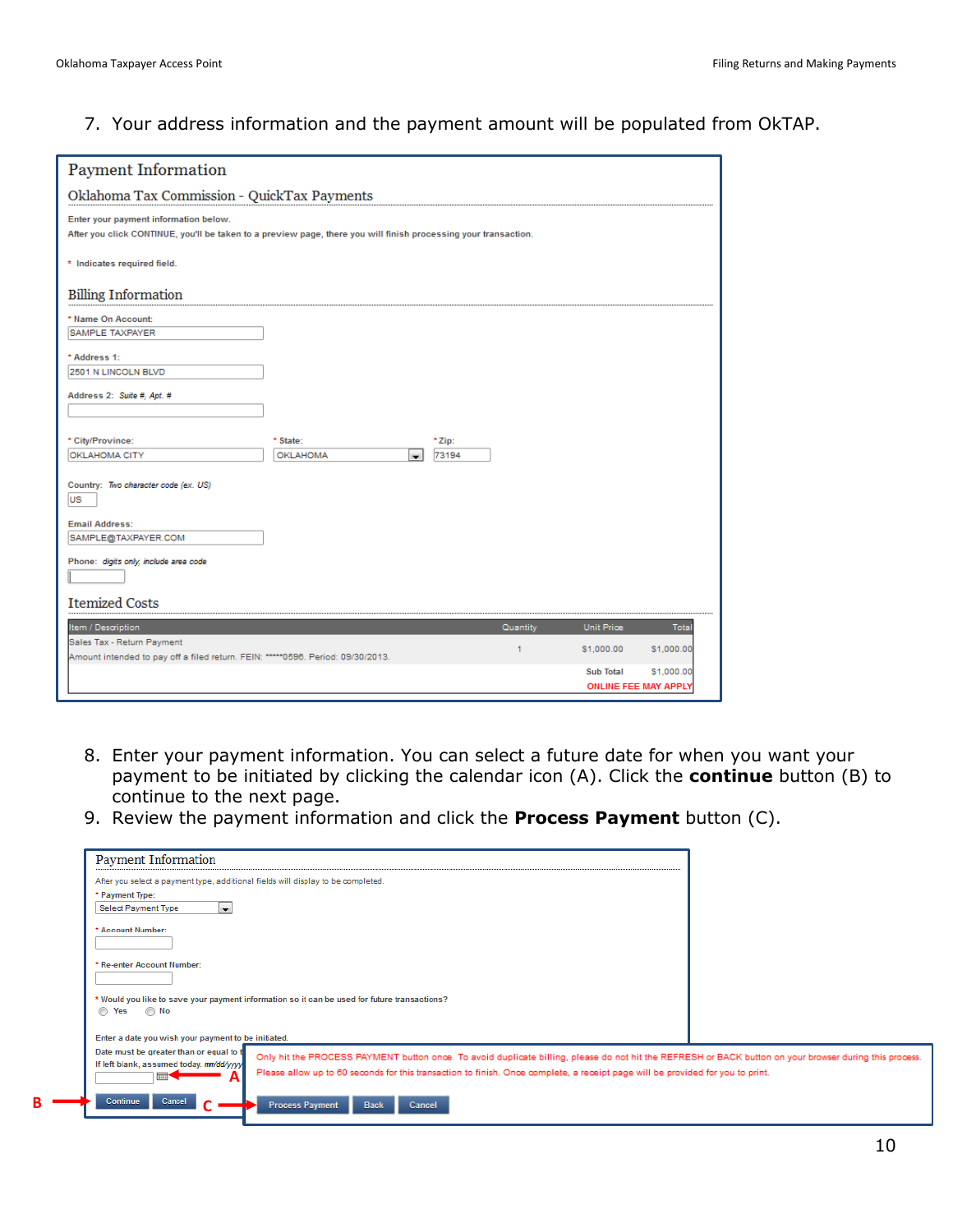7. Your address information and the payment amount will be populated from OkTAP.

## Payment Information

### Oklahoma Tax Commission - QuickTax Payments

Enter your payment information below.

After you click CONTINUE, you'll be taken to a preview page, there you will finish processing your transaction.

\* Indicates required field.

### Billing Information

\* Name On Account:
SAMPLE TAXPAYER

\* Address 1:
2501 N LINCOLN BLVD

Address 2: *Suite #, Apt. #*

\* City/Province: OKLAHOMA CITY
\* State: OKLAHOMA
\* Zip: 73194

Country: *Two character code (ex. US)*
US

Email Address:
SAMPLE@TAXPAYER.COM

Phone: *digits only, include area code*

### Itemized Costs

| Item / Description | Quantity | Unit Price | Total |
|---|---|---|---|
| Sales Tax - Return Payment<br>Amount intended to pay off a filed return. FEIN: \*\*\*\*\*0596. Period: 09/30/2013. | 1 | $1,000.00 | $1,000.00 |
| | | Sub Total | $1,000.00 |
| | | | ONLINE FEE MAY APPLY |

8. Enter your payment information. You can select a future date for when you want your payment to be initiated by clicking the calendar icon (A). Click the **continue** button (B) to continue to the next page.
9. Review the payment information and click the **Process Payment** button (C).

## Payment Information

After you select a payment type, additional fields will display to be completed.

\* Payment Type:
Select Payment Type

\* Account Number:

\* Re-enter Account Number:

\* Would you like to save your payment information so it can be used for future transactions?
Yes No

Enter a date you wish your payment to be initiated.
Date must be greater than or equal to t
If left blank, assumed today. *mm/dd/yyyy*

A

B → Continue | Cancel

Only hit the PROCESS PAYMENT button once. To avoid duplicate billing, please do not hit the REFRESH or BACK button on your browser during this process.
Please allow up to 60 seconds for this transaction to finish. Once complete, a receipt page will be provided for you to print.

C → Process Payment | Back | Cancel